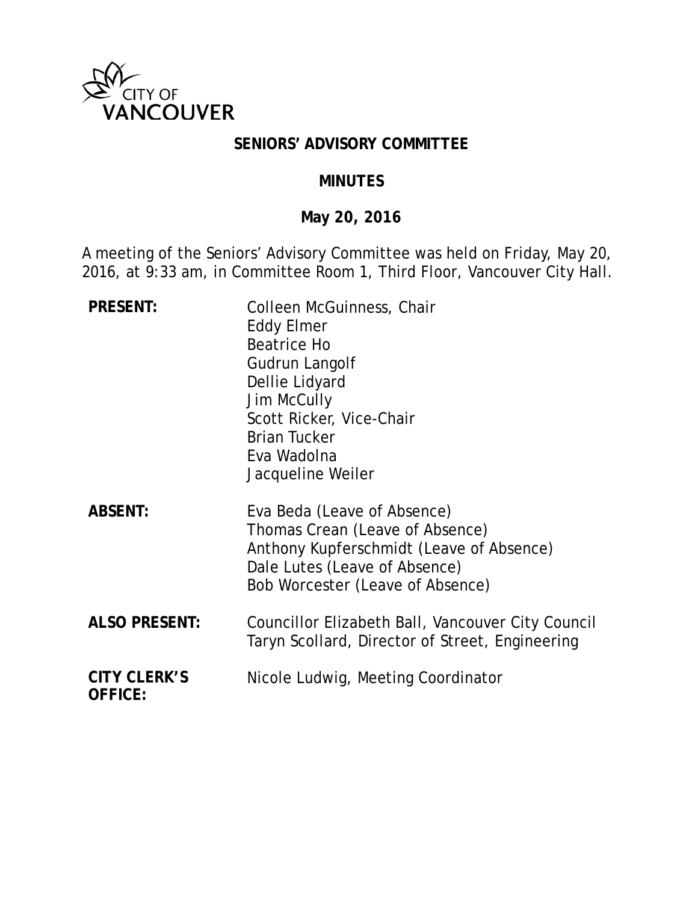CITY OF VANCOUVER

# SENIORS' ADVISORY COMMITTEE

## MINUTES

### May 20, 2016

A meeting of the Seniors' Advisory Committee was held on Friday, May 20, 2016, at 9:33 am, in Committee Room 1, Third Floor, Vancouver City Hall.

**PRESENT:**
Colleen McGuinness, Chair
Eddy Elmer
Beatrice Ho
Gudrun Langolf
Dellie Lidyard
Jim McCully
Scott Ricker, Vice-Chair
Brian Tucker
Eva Wadolna
Jacqueline Weiler

**ABSENT:**
Eva Beda (Leave of Absence)
Thomas Crean (Leave of Absence)
Anthony Kupferschmidt (Leave of Absence)
Dale Lutes (Leave of Absence)
Bob Worcester (Leave of Absence)

**ALSO PRESENT:**
Councillor Elizabeth Ball, Vancouver City Council
Taryn Scollard, Director of Street, Engineering

**CITY CLERK'S OFFICE:**
Nicole Ludwig, Meeting Coordinator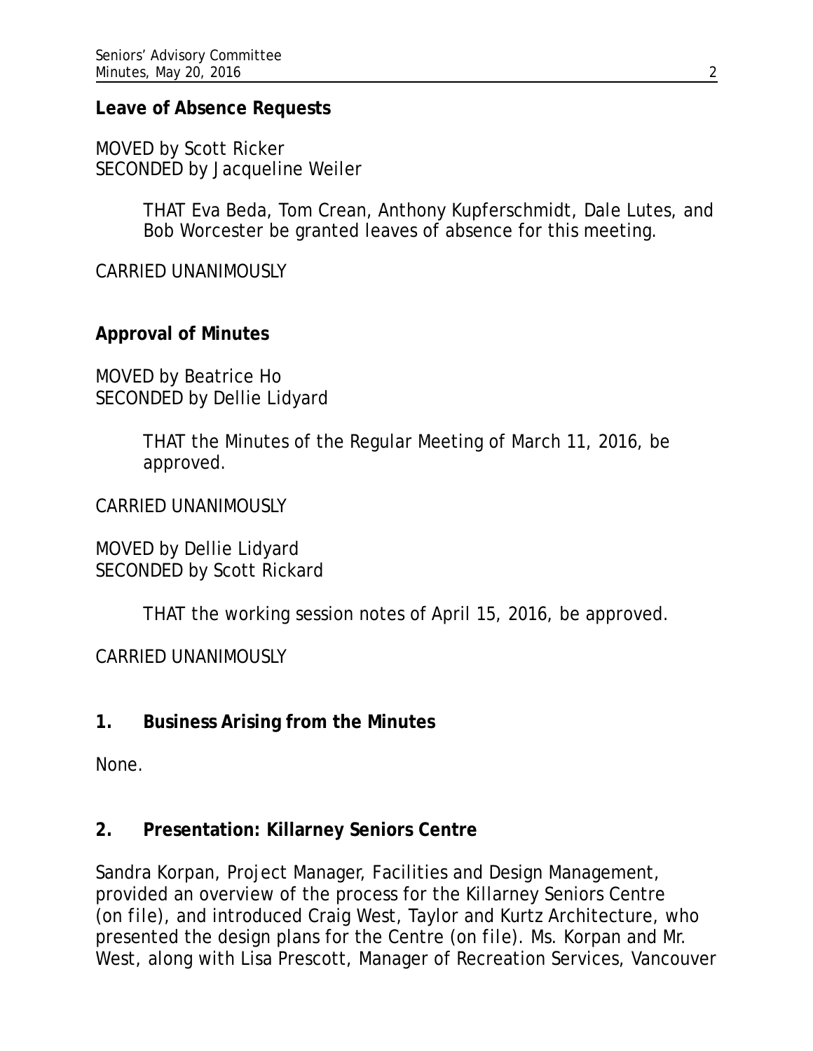**Leave of Absence Requests**

MOVED by Scott Ricker
SECONDED by Jacqueline Weiler

> THAT Eva Beda, Tom Crean, Anthony Kupferschmidt, Dale Lutes, and Bob Worcester be granted leaves of absence for this meeting.

CARRIED UNANIMOUSLY

**Approval of Minutes**

MOVED by Beatrice Ho
SECONDED by Dellie Lidyard

> THAT the Minutes of the Regular Meeting of March 11, 2016, be approved.

CARRIED UNANIMOUSLY

MOVED by Dellie Lidyard
SECONDED by Scott Rickard

> THAT the working session notes of April 15, 2016, be approved.

CARRIED UNANIMOUSLY

## 1. Business Arising from the Minutes

None.

## 2. Presentation: Killarney Seniors Centre

Sandra Korpan, Project Manager, Facilities and Design Management, provided an overview of the process for the Killarney Seniors Centre (on file), and introduced Craig West, Taylor and Kurtz Architecture, who presented the design plans for the Centre (on file). Ms. Korpan and Mr. West, along with Lisa Prescott, Manager of Recreation Services, Vancouver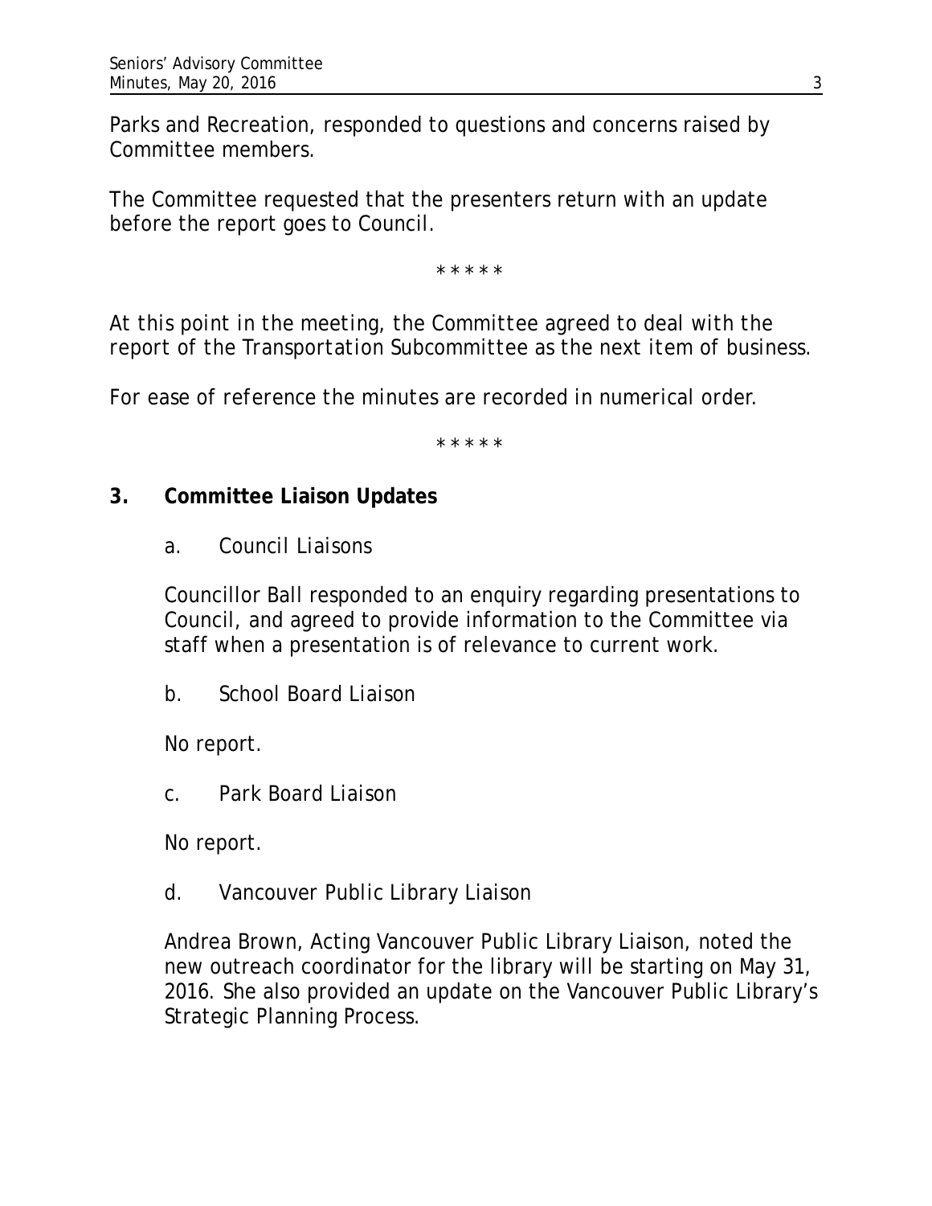Parks and Recreation, responded to questions and concerns raised by Committee members.

The Committee requested that the presenters return with an update before the report goes to Council.

\* \* \* \* \*

*At this point in the meeting, the Committee agreed to deal with the report of the Transportation Subcommittee as the next item of business.*

*For ease of reference the minutes are recorded in numerical order.*

\* \* \* \* \*

**3. Committee Liaison Updates**

a. Council Liaisons

Councillor Ball responded to an enquiry regarding presentations to Council, and agreed to provide information to the Committee via staff when a presentation is of relevance to current work.

b. School Board Liaison

No report.

c. Park Board Liaison

No report.

d. Vancouver Public Library Liaison

Andrea Brown, Acting Vancouver Public Library Liaison, noted the new outreach coordinator for the library will be starting on May 31, 2016. She also provided an update on the Vancouver Public Library's Strategic Planning Process.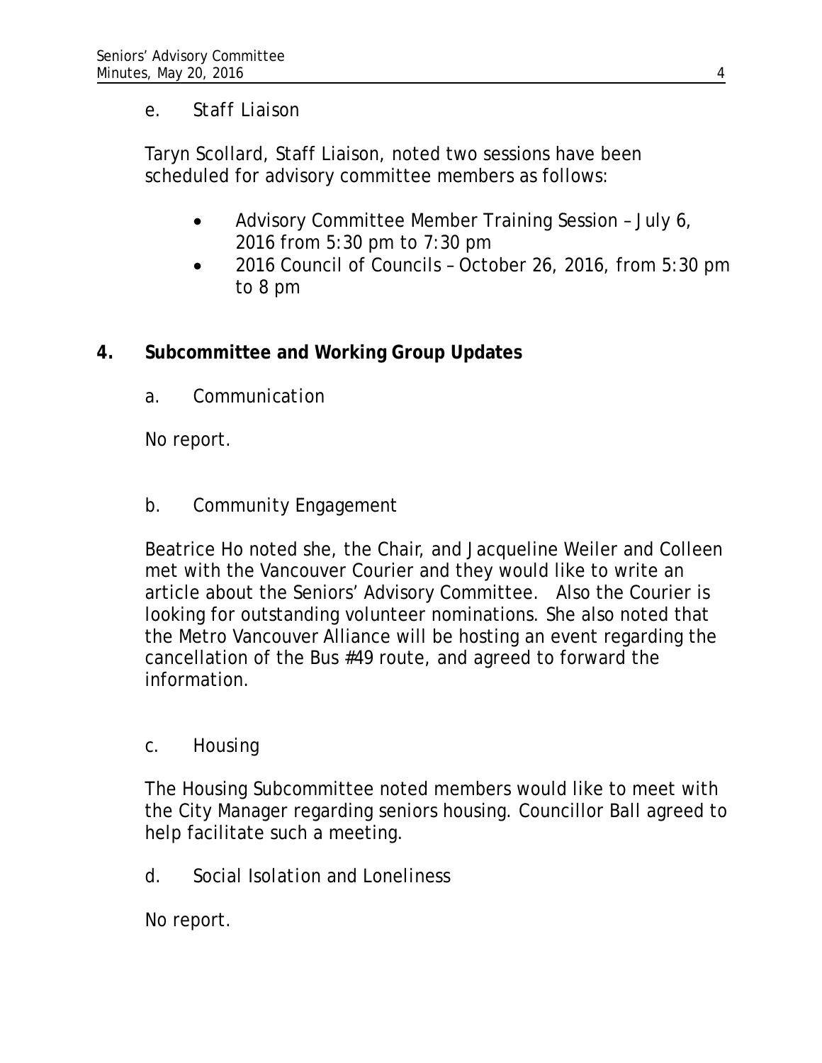e. *Staff Liaison*

Taryn Scollard, Staff Liaison, noted two sessions have been scheduled for advisory committee members as follows:

- Advisory Committee Member Training Session – July 6, 2016 from 5:30 pm to 7:30 pm
- 2016 Council of Councils – October 26, 2016, from 5:30 pm to 8 pm

## 4. Subcommittee and Working Group Updates

a. *Communication*

No report.

b. *Community Engagement*

Beatrice Ho noted she, the Chair, and Jacqueline Weiler and Colleen met with the Vancouver Courier and they would like to write an article about the Seniors' Advisory Committee. Also the Courier is looking for outstanding volunteer nominations. She also noted that the Metro Vancouver Alliance will be hosting an event regarding the cancellation of the Bus #49 route, and agreed to forward the information.

c. *Housing*

The Housing Subcommittee noted members would like to meet with the City Manager regarding seniors housing. Councillor Ball agreed to help facilitate such a meeting.

d. *Social Isolation and Loneliness*

No report.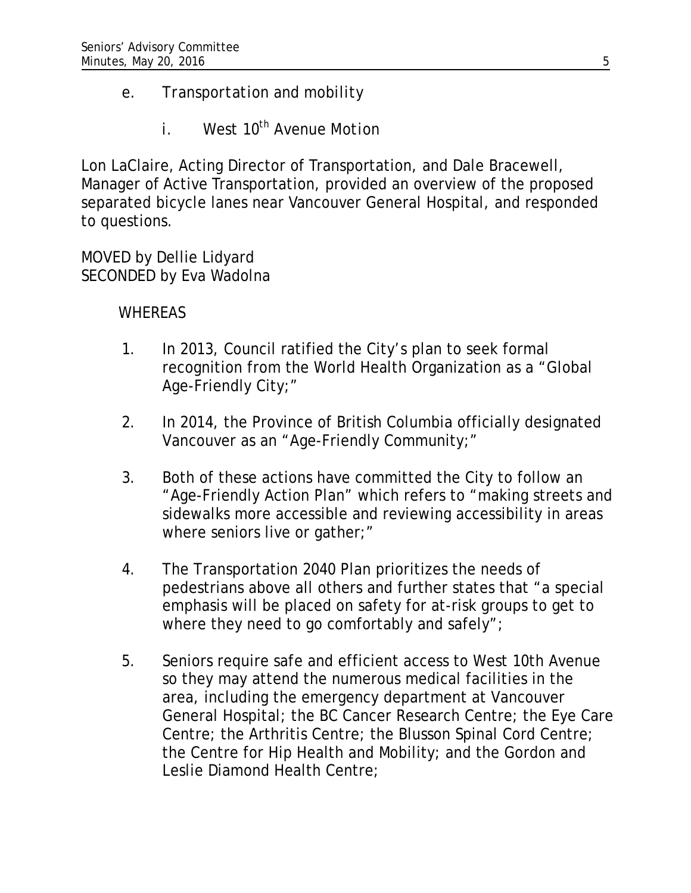e. *Transportation and mobility*

i. *West 10th Avenue Motion*

Lon LaClaire, Acting Director of Transportation, and Dale Bracewell, Manager of Active Transportation, provided an overview of the proposed separated bicycle lanes near Vancouver General Hospital, and responded to questions.

MOVED by Dellie Lidyard
SECONDED by Eva Wadolna

WHEREAS

1. In 2013, Council ratified the City's plan to seek formal recognition from the World Health Organization as a "Global Age-Friendly City;"

2. In 2014, the Province of British Columbia officially designated Vancouver as an "Age-Friendly Community;"

3. Both of these actions have committed the City to follow an "Age-Friendly Action Plan" which refers to "making streets and sidewalks more accessible and reviewing accessibility in areas where seniors live or gather;"

4. The Transportation 2040 Plan prioritizes the needs of pedestrians above all others and further states that "a special emphasis will be placed on safety for at-risk groups to get to where they need to go comfortably and safely";

5. Seniors require safe and efficient access to West 10th Avenue so they may attend the numerous medical facilities in the area, including the emergency department at Vancouver General Hospital; the BC Cancer Research Centre; the Eye Care Centre; the Arthritis Centre; the Blusson Spinal Cord Centre; the Centre for Hip Health and Mobility; and the Gordon and Leslie Diamond Health Centre;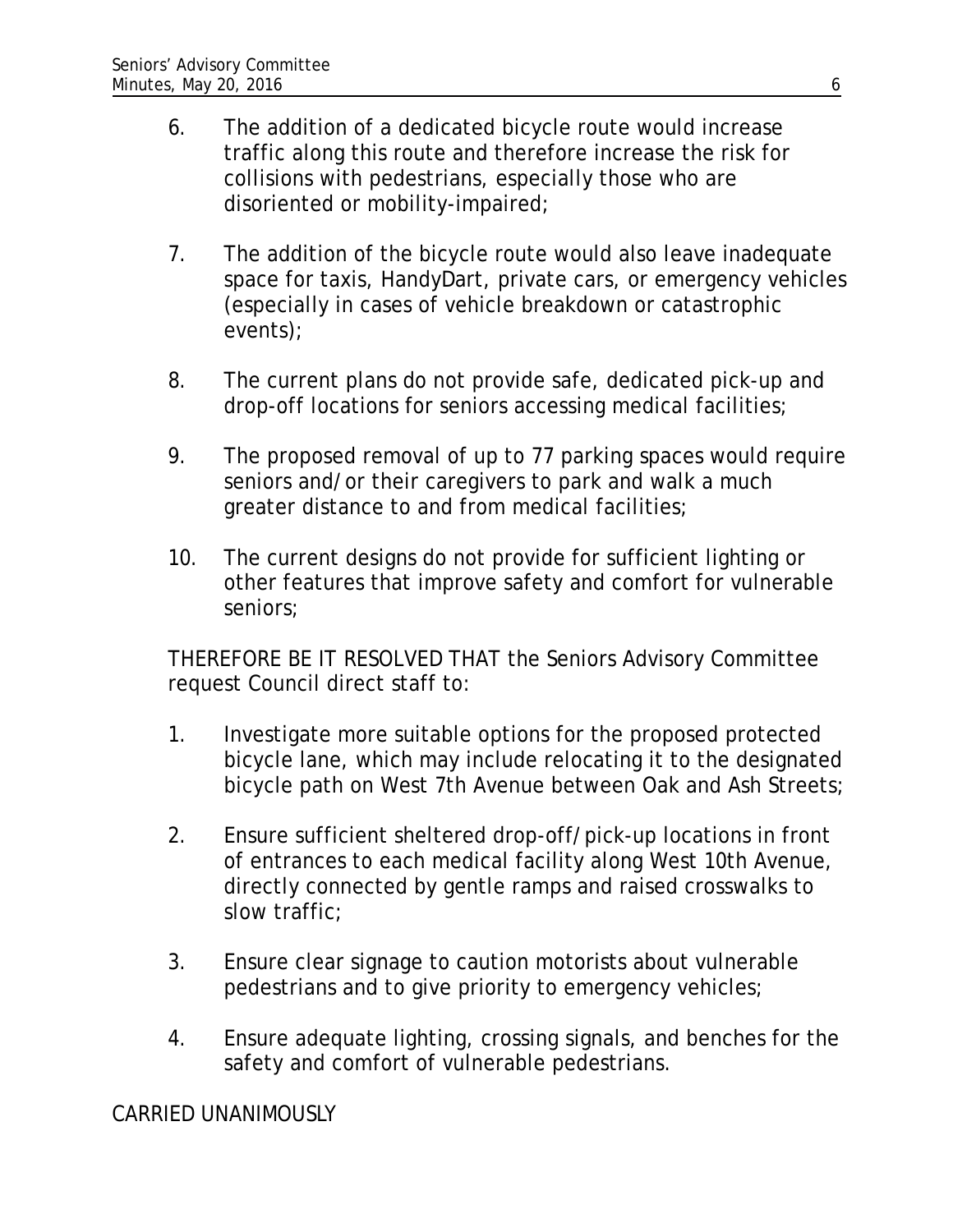6. The addition of a dedicated bicycle route would increase traffic along this route and therefore increase the risk for collisions with pedestrians, especially those who are disoriented or mobility-impaired;

7. The addition of the bicycle route would also leave inadequate space for taxis, HandyDart, private cars, or emergency vehicles (especially in cases of vehicle breakdown or catastrophic events);

8. The current plans do not provide safe, dedicated pick-up and drop-off locations for seniors accessing medical facilities;

9. The proposed removal of up to 77 parking spaces would require seniors and/or their caregivers to park and walk a much greater distance to and from medical facilities;

10. The current designs do not provide for sufficient lighting or other features that improve safety and comfort for vulnerable seniors;

THEREFORE BE IT RESOLVED THAT the Seniors Advisory Committee request Council direct staff to:

1. Investigate more suitable options for the proposed protected bicycle lane, which may include relocating it to the designated bicycle path on West 7th Avenue between Oak and Ash Streets;

2. Ensure sufficient sheltered drop-off/pick-up locations in front of entrances to each medical facility along West 10th Avenue, directly connected by gentle ramps and raised crosswalks to slow traffic;

3. Ensure clear signage to caution motorists about vulnerable pedestrians and to give priority to emergency vehicles;

4. Ensure adequate lighting, crossing signals, and benches for the safety and comfort of vulnerable pedestrians.

CARRIED UNANIMOUSLY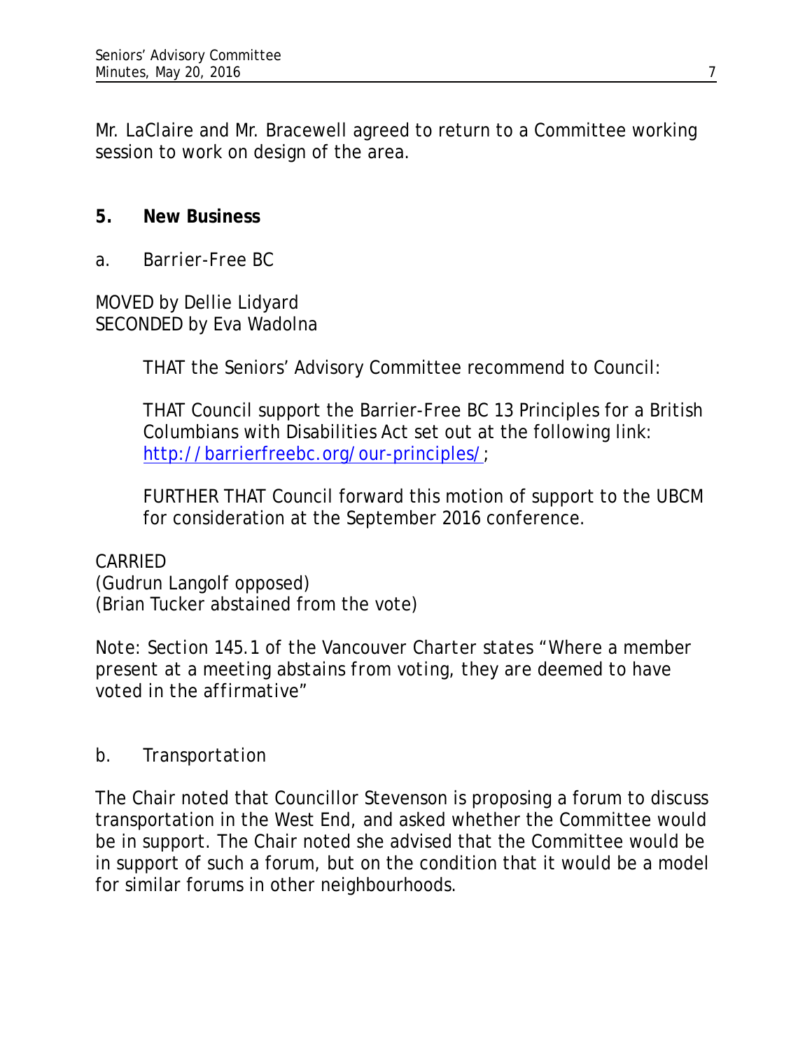Mr. LaClaire and Mr. Bracewell agreed to return to a Committee working session to work on design of the area.

## 5. New Business

a. Barrier-Free BC

MOVED by Dellie Lidyard
SECONDED by Eva Wadolna

> THAT the Seniors' Advisory Committee recommend to Council:
>
> THAT Council support the Barrier-Free BC 13 Principles for a British Columbians with Disabilities Act set out at the following link: [http://barrierfreebc.org/our-principles/](http://barrierfreebc.org/our-principles/);
>
> FURTHER THAT Council forward this motion of support to the UBCM for consideration at the September 2016 conference.

CARRIED
(Gudrun Langolf opposed)
(Brian Tucker abstained from the vote)

*Note: Section 145.1 of the Vancouver Charter states "Where a member present at a meeting abstains from voting, they are deemed to have voted in the affirmative"*

b. *Transportation*

The Chair noted that Councillor Stevenson is proposing a forum to discuss transportation in the West End, and asked whether the Committee would be in support. The Chair noted she advised that the Committee would be in support of such a forum, but on the condition that it would be a model for similar forums in other neighbourhoods.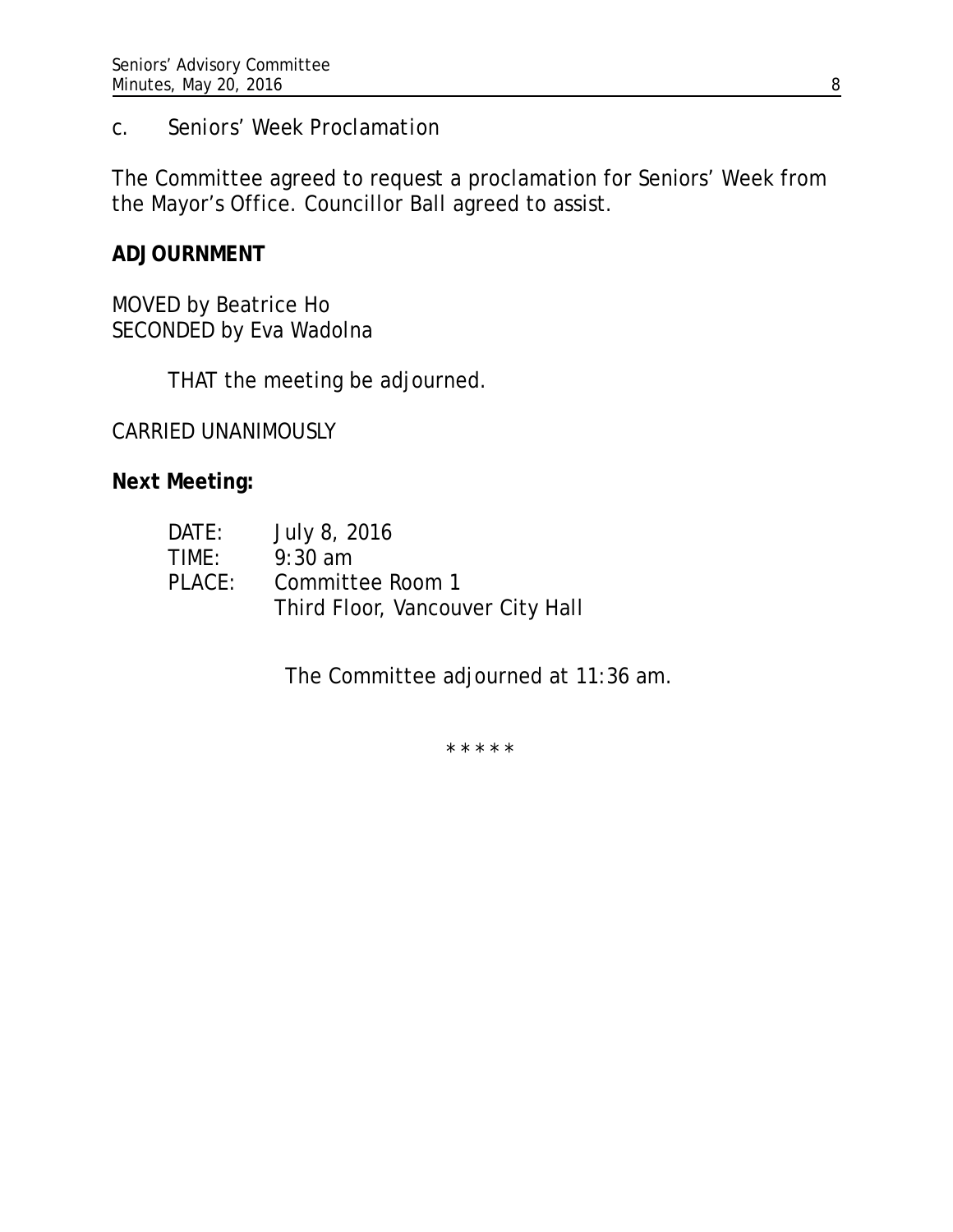c. Seniors' Week Proclamation

The Committee agreed to request a proclamation for Seniors' Week from the Mayor's Office. Councillor Ball agreed to assist.

**ADJOURNMENT**

MOVED by Beatrice Ho
SECONDED by Eva Wadolna

THAT the meeting be adjourned.

CARRIED UNANIMOUSLY

**Next Meeting:**

DATE: July 8, 2016
TIME: 9:30 am
PLACE: Committee Room 1
Third Floor, Vancouver City Hall

The Committee adjourned at 11:36 am.

* * * * *